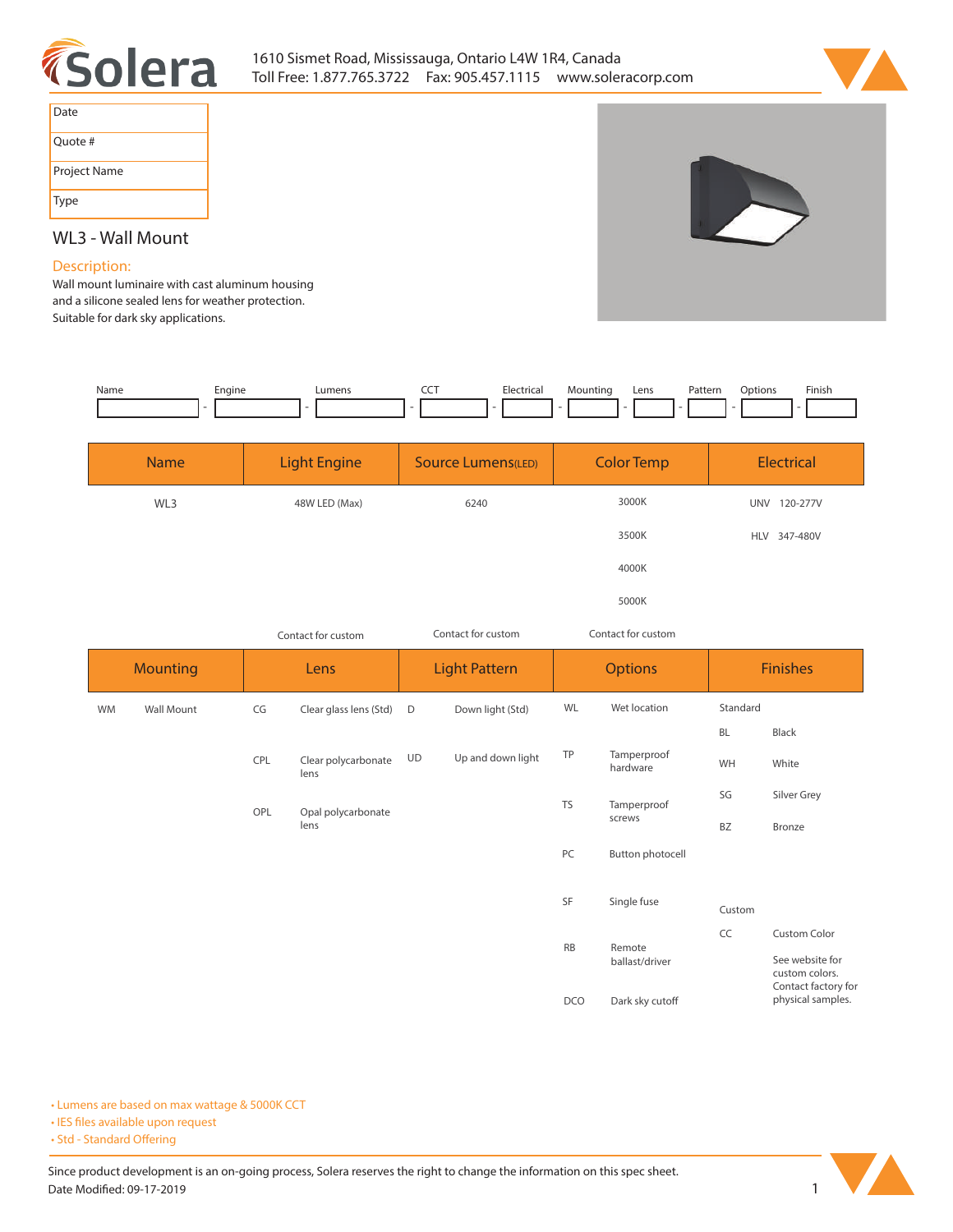Solera

1610 Sismet Road, Mississauga, Ontario L4W 1R4, Canada
Toll Free: 1.877.765.3722 Fax: 905.457.1115 www.soleracorp.com

| Date |
|---|
| Quote # |
| Project Name |
| Type |

## WL3 - Wall Mount

### Description:

Wall mount luminaire with cast aluminum housing and a silicone sealed lens for weather protection. Suitable for dark sky applications.

| Name | Engine | Lumens | CCT | Electrical | Mounting | Lens | Pattern | Options | Finish |
|---|---|---|---|---|---|---|---|---|---|
| | | | | | | | | | |

| Name | Light Engine | Source Lumens(LED) | Color Temp | Electrical |
|---|---|---|---|---|
| WL3 | 48W LED (Max) | 6240 | 3000K | UNV 120-277V |
| | | | 3500K | HLV 347-480V |
| | | | 4000K | |
| | | | 5000K | |
| | Contact for custom | Contact for custom | Contact for custom | |

| Mounting | | Lens | | Light Pattern | | Options | | Finishes | |
|---|---|---|---|---|---|---|---|---|---|
| WM | Wall Mount | CG | Clear glass lens (Std) | D | Down light (Std) | WL | Wet location | Standard | |
| | | | | | | | | BL | Black |
| | | CPL | Clear polycarbonate lens | UD | Up and down light | TP | Tamperproof hardware | WH | White |
| | | | | | | | | SG | Silver Grey |
| | | OPL | Opal polycarbonate lens | | | TS | Tamperproof screws | BZ | Bronze |
| | | | | | | PC | Button photocell | | |
| | | | | | | SF | Single fuse | Custom | |
| | | | | | | RB | Remote ballast/driver | CC | Custom Color |
| | | | | | | DCO | Dark sky cutoff | | See website for custom colors. Contact factory for physical samples. |

- Lumens are based on max wattage & 5000K CCT
- IES files available upon request
- Std - Standard Offering

Since product development is an on-going process, Solera reserves the right to change the information on this spec sheet.
Date Modified: 09-17-2019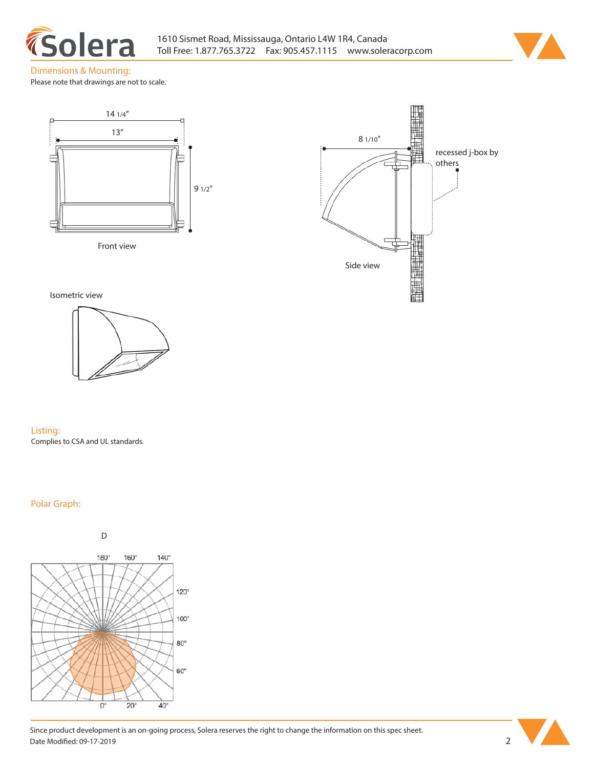## Dimensions & Mounting:

Please note that drawings are not to scale.

14 1/4″

13″

9 1/2″

Front view

8 1/10″

recessed j-box by others

Side view

Isometric view

## Listing:

Complies to CSA and UL standards.

## Polar Graph:

D

180° 160° 140°

120°

100°

80°

60°

0° 20° 40°

Since product development is an on-going process, Solera reserves the right to change the information on this spec sheet.
Date Modified: 09-17-2019